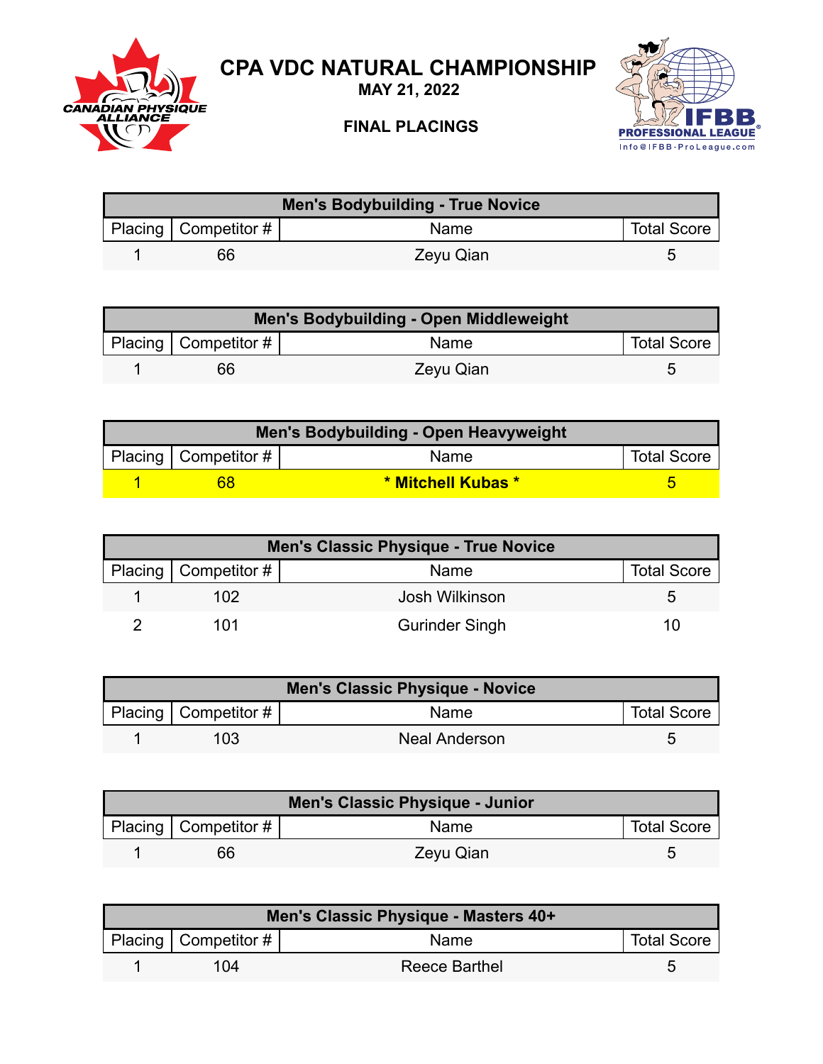# CPA VDC NATURAL CHAMPIONSHIP

**MAY 21, 2022**

**FINAL PLACINGS**

| Men's Bodybuilding - True Novice | | | |
|---|---|---|---|
| Placing | Competitor # | Name | Total Score |
| 1 | 66 | Zeyu Qian | 5 |

| Men's Bodybuilding - Open Middleweight | | | |
|---|---|---|---|
| Placing | Competitor # | Name | Total Score |
| 1 | 66 | Zeyu Qian | 5 |

| Men's Bodybuilding - Open Heavyweight | | | |
|---|---|---|---|
| Placing | Competitor # | Name | Total Score |
| 1 | 68 | **\* Mitchell Kubas \*** | 5 |

| Men's Classic Physique - True Novice | | | |
|---|---|---|---|
| Placing | Competitor # | Name | Total Score |
| 1 | 102 | Josh Wilkinson | 5 |
| 2 | 101 | Gurinder Singh | 10 |

| Men's Classic Physique - Novice | | | |
|---|---|---|---|
| Placing | Competitor # | Name | Total Score |
| 1 | 103 | Neal Anderson | 5 |

| Men's Classic Physique - Junior | | | |
|---|---|---|---|
| Placing | Competitor # | Name | Total Score |
| 1 | 66 | Zeyu Qian | 5 |

| Men's Classic Physique - Masters 40+ | | | |
|---|---|---|---|
| Placing | Competitor # | Name | Total Score |
| 1 | 104 | Reece Barthel | 5 |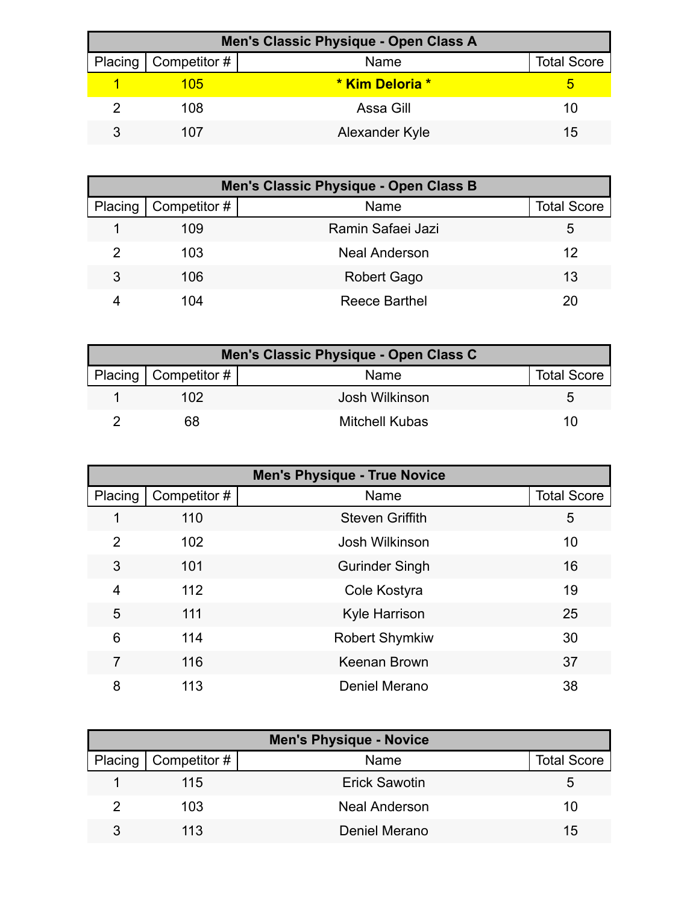| Men's Classic Physique - Open Class A | | | |
|---|---|---|---|
| Placing | Competitor # | Name | Total Score |
| 1 | 105 | **\* Kim Deloria \*** | 5 |
| 2 | 108 | Assa Gill | 10 |
| 3 | 107 | Alexander Kyle | 15 |

| Men's Classic Physique - Open Class B | | | |
|---|---|---|---|
| Placing | Competitor # | Name | Total Score |
| 1 | 109 | Ramin Safaei Jazi | 5 |
| 2 | 103 | Neal Anderson | 12 |
| 3 | 106 | Robert Gago | 13 |
| 4 | 104 | Reece Barthel | 20 |

| Men's Classic Physique - Open Class C | | | |
|---|---|---|---|
| Placing | Competitor # | Name | Total Score |
| 1 | 102 | Josh Wilkinson | 5 |
| 2 | 68 | Mitchell Kubas | 10 |

| Men's Physique - True Novice | | | |
|---|---|---|---|
| Placing | Competitor # | Name | Total Score |
| 1 | 110 | Steven Griffith | 5 |
| 2 | 102 | Josh Wilkinson | 10 |
| 3 | 101 | Gurinder Singh | 16 |
| 4 | 112 | Cole Kostyra | 19 |
| 5 | 111 | Kyle Harrison | 25 |
| 6 | 114 | Robert Shymkiw | 30 |
| 7 | 116 | Keenan Brown | 37 |
| 8 | 113 | Deniel Merano | 38 |

| Men's Physique - Novice | | | |
|---|---|---|---|
| Placing | Competitor # | Name | Total Score |
| 1 | 115 | Erick Sawotin | 5 |
| 2 | 103 | Neal Anderson | 10 |
| 3 | 113 | Deniel Merano | 15 |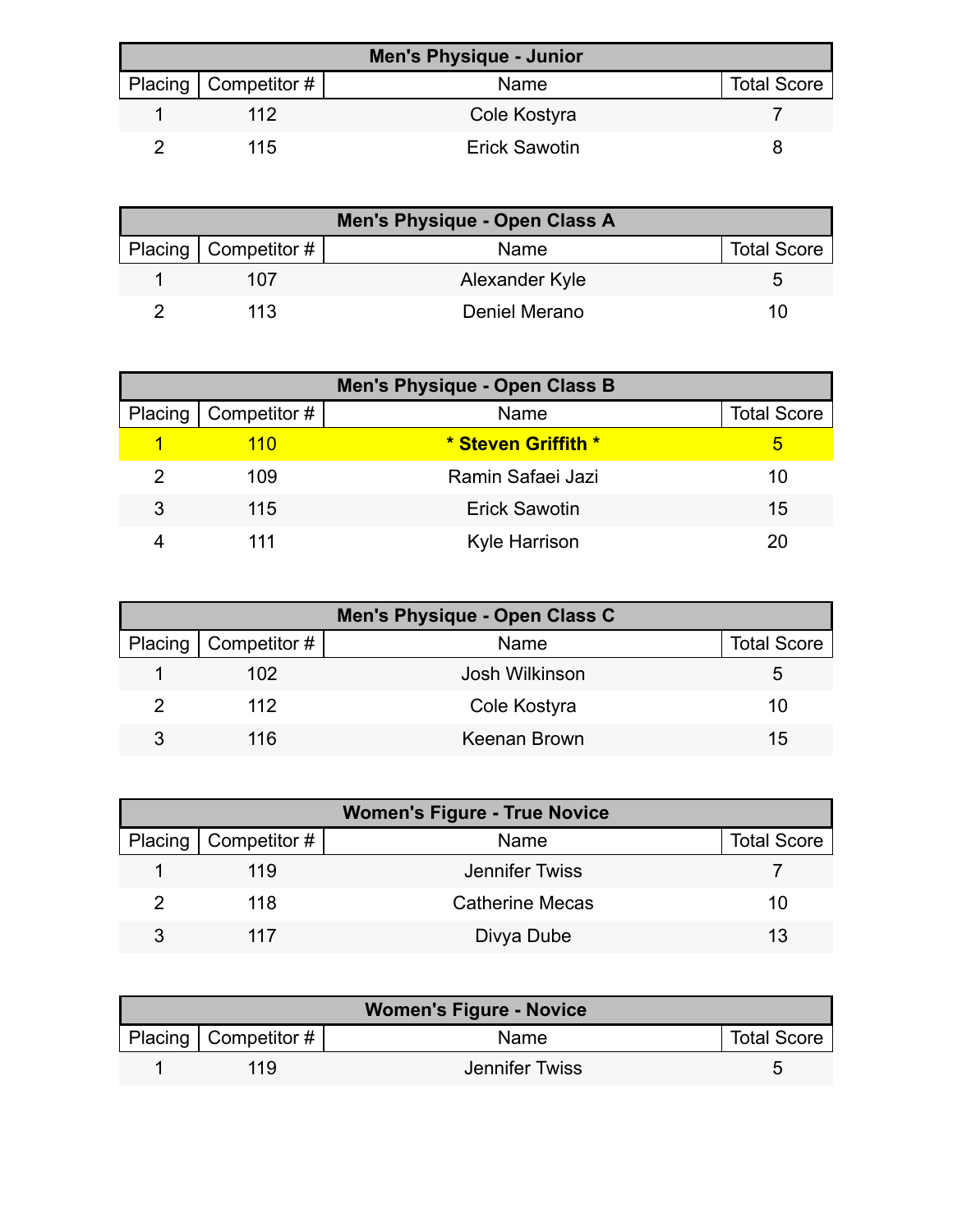| Men's Physique - Junior | | | |
|---|---|---|---|
| Placing | Competitor # | Name | Total Score |
| 1 | 112 | Cole Kostyra | 7 |
| 2 | 115 | Erick Sawotin | 8 |

| Men's Physique - Open Class A | | | |
|---|---|---|---|
| Placing | Competitor # | Name | Total Score |
| 1 | 107 | Alexander Kyle | 5 |
| 2 | 113 | Deniel Merano | 10 |

| Men's Physique - Open Class B | | | |
|---|---|---|---|
| Placing | Competitor # | Name | Total Score |
| 1 | 110 | **\* Steven Griffith \*** | 5 |
| 2 | 109 | Ramin Safaei Jazi | 10 |
| 3 | 115 | Erick Sawotin | 15 |
| 4 | 111 | Kyle Harrison | 20 |

| Men's Physique - Open Class C | | | |
|---|---|---|---|
| Placing | Competitor # | Name | Total Score |
| 1 | 102 | Josh Wilkinson | 5 |
| 2 | 112 | Cole Kostyra | 10 |
| 3 | 116 | Keenan Brown | 15 |

| Women's Figure - True Novice | | | |
|---|---|---|---|
| Placing | Competitor # | Name | Total Score |
| 1 | 119 | Jennifer Twiss | 7 |
| 2 | 118 | Catherine Mecas | 10 |
| 3 | 117 | Divya Dube | 13 |

| Women's Figure - Novice | | | |
|---|---|---|---|
| Placing | Competitor # | Name | Total Score |
| 1 | 119 | Jennifer Twiss | 5 |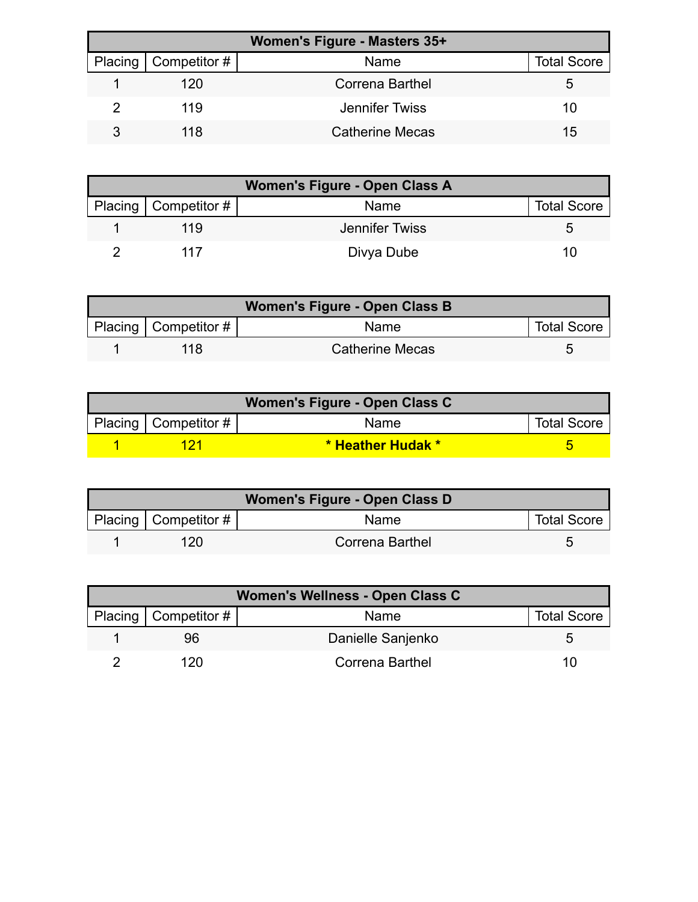| Women's Figure - Masters 35+ | | | |
|---|---|---|---|
| Placing | Competitor # | Name | Total Score |
| 1 | 120 | Correna Barthel | 5 |
| 2 | 119 | Jennifer Twiss | 10 |
| 3 | 118 | Catherine Mecas | 15 |

| Women's Figure - Open Class A | | | |
|---|---|---|---|
| Placing | Competitor # | Name | Total Score |
| 1 | 119 | Jennifer Twiss | 5 |
| 2 | 117 | Divya Dube | 10 |

| Women's Figure - Open Class B | | | |
|---|---|---|---|
| Placing | Competitor # | Name | Total Score |
| 1 | 118 | Catherine Mecas | 5 |

| Women's Figure - Open Class C | | | |
|---|---|---|---|
| Placing | Competitor # | Name | Total Score |
| 1 | 121 | **\* Heather Hudak \*** | 5 |

| Women's Figure - Open Class D | | | |
|---|---|---|---|
| Placing | Competitor # | Name | Total Score |
| 1 | 120 | Correna Barthel | 5 |

| Women's Wellness - Open Class C | | | |
|---|---|---|---|
| Placing | Competitor # | Name | Total Score |
| 1 | 96 | Danielle Sanjenko | 5 |
| 2 | 120 | Correna Barthel | 10 |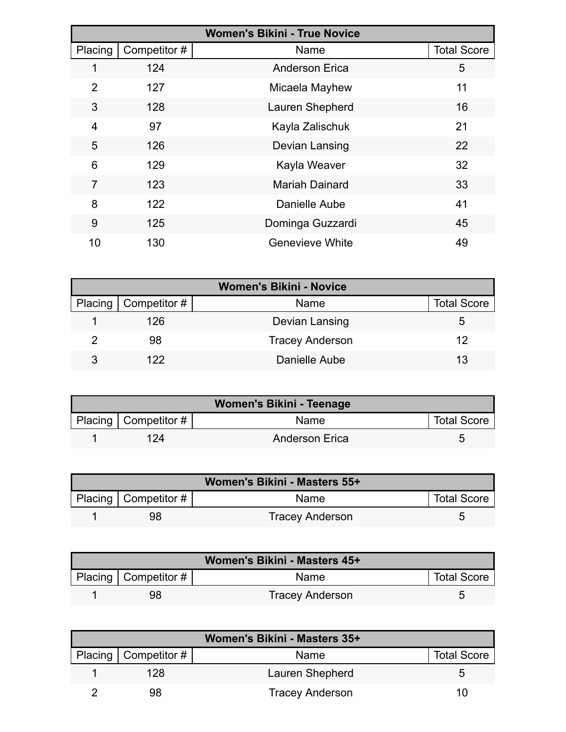| Women's Bikini - True Novice | | | |
|---|---|---|---|
| Placing | Competitor # | Name | Total Score |
| 1 | 124 | Anderson Erica | 5 |
| 2 | 127 | Micaela Mayhew | 11 |
| 3 | 128 | Lauren Shepherd | 16 |
| 4 | 97 | Kayla Zalischuk | 21 |
| 5 | 126 | Devian Lansing | 22 |
| 6 | 129 | Kayla Weaver | 32 |
| 7 | 123 | Mariah Dainard | 33 |
| 8 | 122 | Danielle Aube | 41 |
| 9 | 125 | Dominga Guzzardi | 45 |
| 10 | 130 | Genevieve White | 49 |

| Women's Bikini - Novice | | | |
|---|---|---|---|
| Placing | Competitor # | Name | Total Score |
| 1 | 126 | Devian Lansing | 5 |
| 2 | 98 | Tracey Anderson | 12 |
| 3 | 122 | Danielle Aube | 13 |

| Women's Bikini - Teenage | | | |
|---|---|---|---|
| Placing | Competitor # | Name | Total Score |
| 1 | 124 | Anderson Erica | 5 |

| Women's Bikini - Masters 55+ | | | |
|---|---|---|---|
| Placing | Competitor # | Name | Total Score |
| 1 | 98 | Tracey Anderson | 5 |

| Women's Bikini - Masters 45+ | | | |
|---|---|---|---|
| Placing | Competitor # | Name | Total Score |
| 1 | 98 | Tracey Anderson | 5 |

| Women's Bikini - Masters 35+ | | | |
|---|---|---|---|
| Placing | Competitor # | Name | Total Score |
| 1 | 128 | Lauren Shepherd | 5 |
| 2 | 98 | Tracey Anderson | 10 |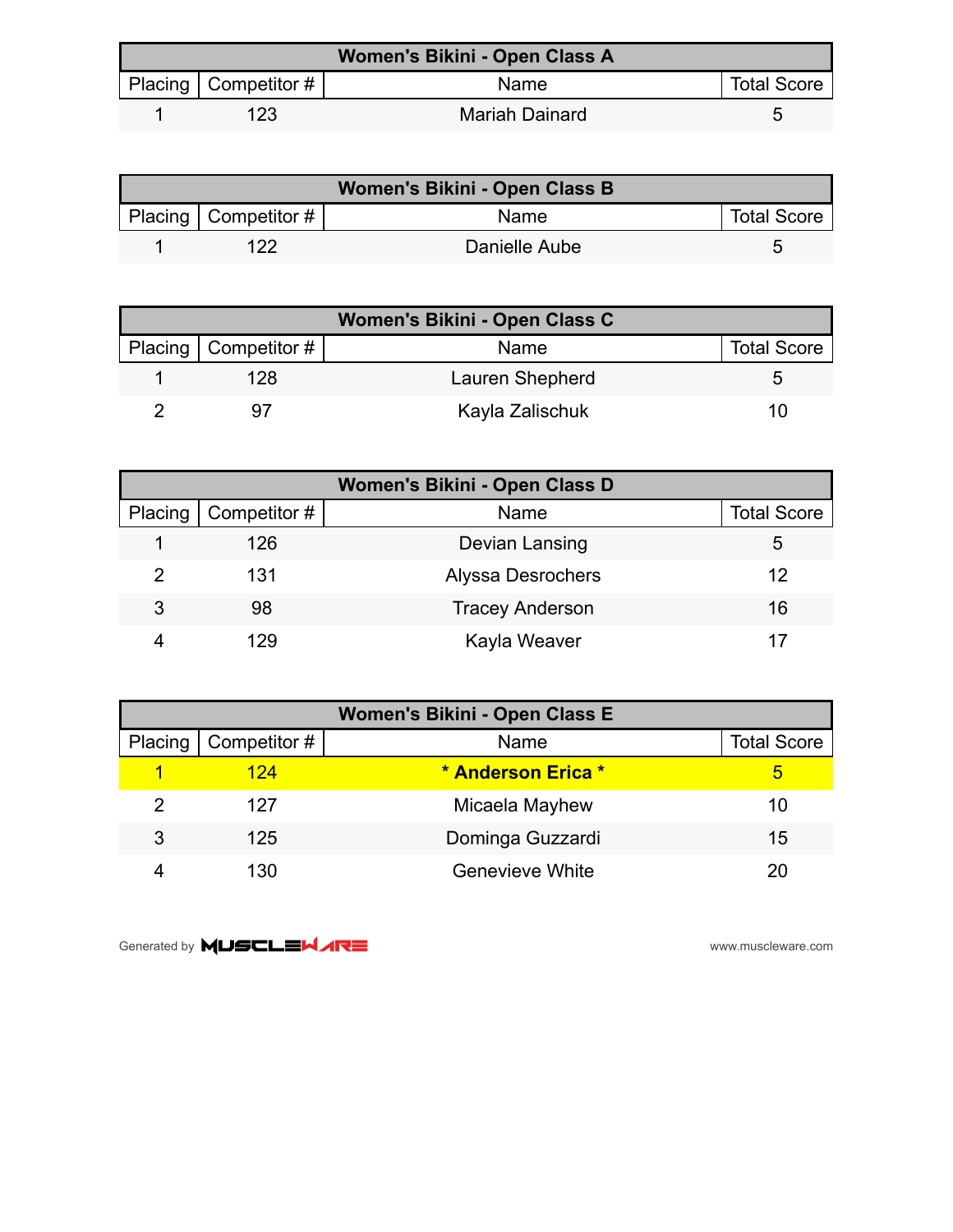| Women's Bikini - Open Class A | | | |
|---|---|---|---|
| Placing | Competitor # | Name | Total Score |
| 1 | 123 | Mariah Dainard | 5 |

| Women's Bikini - Open Class B | | | |
|---|---|---|---|
| Placing | Competitor # | Name | Total Score |
| 1 | 122 | Danielle Aube | 5 |

| Women's Bikini - Open Class C | | | |
|---|---|---|---|
| Placing | Competitor # | Name | Total Score |
| 1 | 128 | Lauren Shepherd | 5 |
| 2 | 97 | Kayla Zalischuk | 10 |

| Women's Bikini - Open Class D | | | |
|---|---|---|---|
| Placing | Competitor # | Name | Total Score |
| 1 | 126 | Devian Lansing | 5 |
| 2 | 131 | Alyssa Desrochers | 12 |
| 3 | 98 | Tracey Anderson | 16 |
| 4 | 129 | Kayla Weaver | 17 |

| Women's Bikini - Open Class E | | | |
|---|---|---|---|
| Placing | Competitor # | Name | Total Score |
| 1 | 124 | **\* Anderson Erica \*** | 5 |
| 2 | 127 | Micaela Mayhew | 10 |
| 3 | 125 | Dominga Guzzardi | 15 |
| 4 | 130 | Genevieve White | 20 |

Generated by MUSCLEWARE

www.muscleware.com